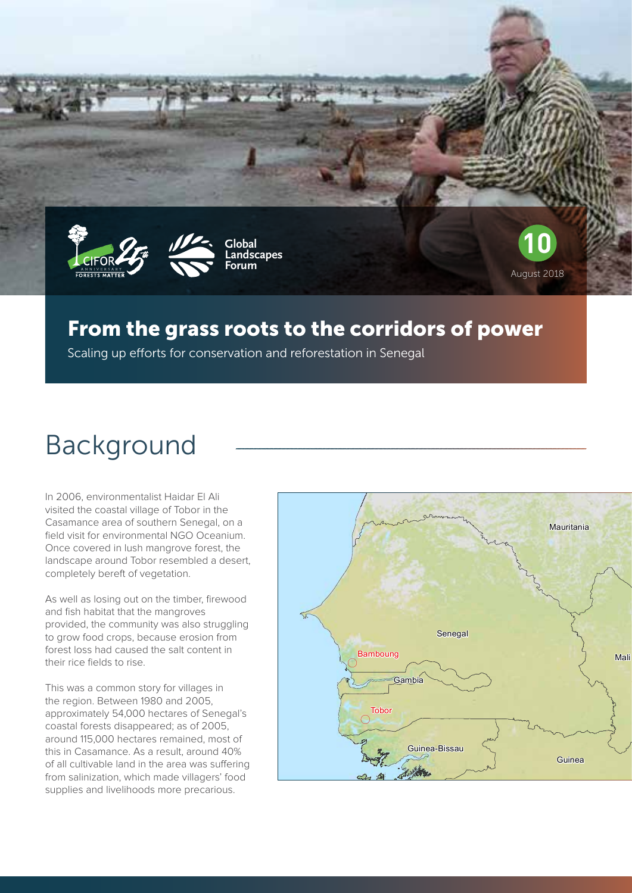10

August 2018

# From the grass roots to the corridors of power

Scaling up efforts for conservation and reforestation in Senegal

## Background

In 2006, environmentalist Haidar El Ali visited the coastal village of Tobor in the Casamance area of southern Senegal, on a field visit for environmental NGO Oceanium. Once covered in lush mangrove forest, the landscape around Tobor resembled a desert, completely bereft of vegetation.

As well as losing out on the timber, firewood and fish habitat that the mangroves provided, the community was also struggling to grow food crops, because erosion from forest loss had caused the salt content in their rice fields to rise.

This was a common story for villages in the region. Between 1980 and 2005, approximately 54,000 hectares of Senegal's coastal forests disappeared; as of 2005, around 115,000 hectares remained, most of this in Casamance. As a result, around 40% of all cultivable land in the area was suffering from salinization, which made villagers' food supplies and livelihoods more precarious.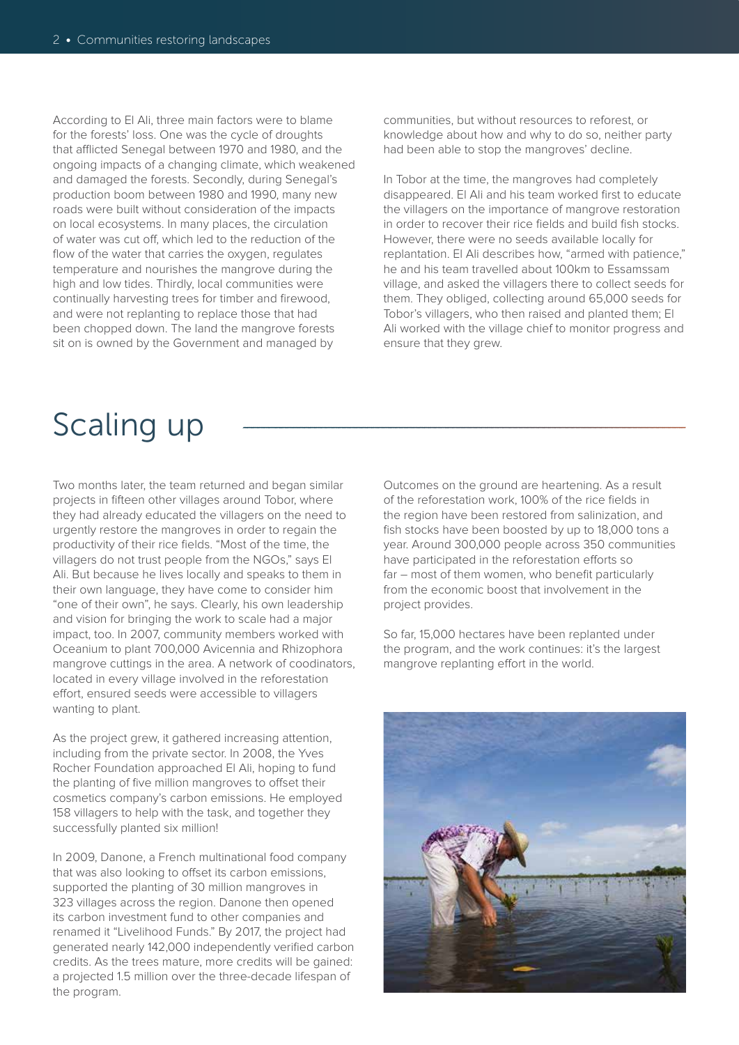According to El Ali, three main factors were to blame for the forests' loss. One was the cycle of droughts that afflicted Senegal between 1970 and 1980, and the ongoing impacts of a changing climate, which weakened and damaged the forests. Secondly, during Senegal's production boom between 1980 and 1990, many new roads were built without consideration of the impacts on local ecosystems. In many places, the circulation of water was cut off, which led to the reduction of the flow of the water that carries the oxygen, regulates temperature and nourishes the mangrove during the high and low tides. Thirdly, local communities were continually harvesting trees for timber and firewood, and were not replanting to replace those that had been chopped down. The land the mangrove forests sit on is owned by the Government and managed by communities, but without resources to reforest, or knowledge about how and why to do so, neither party had been able to stop the mangroves' decline.

In Tobor at the time, the mangroves had completely disappeared. El Ali and his team worked first to educate the villagers on the importance of mangrove restoration in order to recover their rice fields and build fish stocks. However, there were no seeds available locally for replantation. El Ali describes how, "armed with patience," he and his team travelled about 100km to Essamssam village, and asked the villagers there to collect seeds for them. They obliged, collecting around 65,000 seeds for Tobor's villagers, who then raised and planted them; El Ali worked with the village chief to monitor progress and ensure that they grew.

## Scaling up

Two months later, the team returned and began similar projects in fifteen other villages around Tobor, where they had already educated the villagers on the need to urgently restore the mangroves in order to regain the productivity of their rice fields. "Most of the time, the villagers do not trust people from the NGOs," says El Ali. But because he lives locally and speaks to them in their own language, they have come to consider him "one of their own", he says. Clearly, his own leadership and vision for bringing the work to scale had a major impact, too. In 2007, community members worked with Oceanium to plant 700,000 Avicennia and Rhizophora mangrove cuttings in the area. A network of coodinators, located in every village involved in the reforestation effort, ensured seeds were accessible to villagers wanting to plant.

As the project grew, it gathered increasing attention, including from the private sector. In 2008, the Yves Rocher Foundation approached El Ali, hoping to fund the planting of five million mangroves to offset their cosmetics company's carbon emissions. He employed 158 villagers to help with the task, and together they successfully planted six million!

In 2009, Danone, a French multinational food company that was also looking to offset its carbon emissions, supported the planting of 30 million mangroves in 323 villages across the region. Danone then opened its carbon investment fund to other companies and renamed it "Livelihood Funds." By 2017, the project had generated nearly 142,000 independently verified carbon credits. As the trees mature, more credits will be gained: a projected 1.5 million over the three-decade lifespan of the program.

Outcomes on the ground are heartening. As a result of the reforestation work, 100% of the rice fields in the region have been restored from salinization, and fish stocks have been boosted by up to 18,000 tons a year. Around 300,000 people across 350 communities have participated in the reforestation efforts so far – most of them women, who benefit particularly from the economic boost that involvement in the project provides.

So far, 15,000 hectares have been replanted under the program, and the work continues: it's the largest mangrove replanting effort in the world.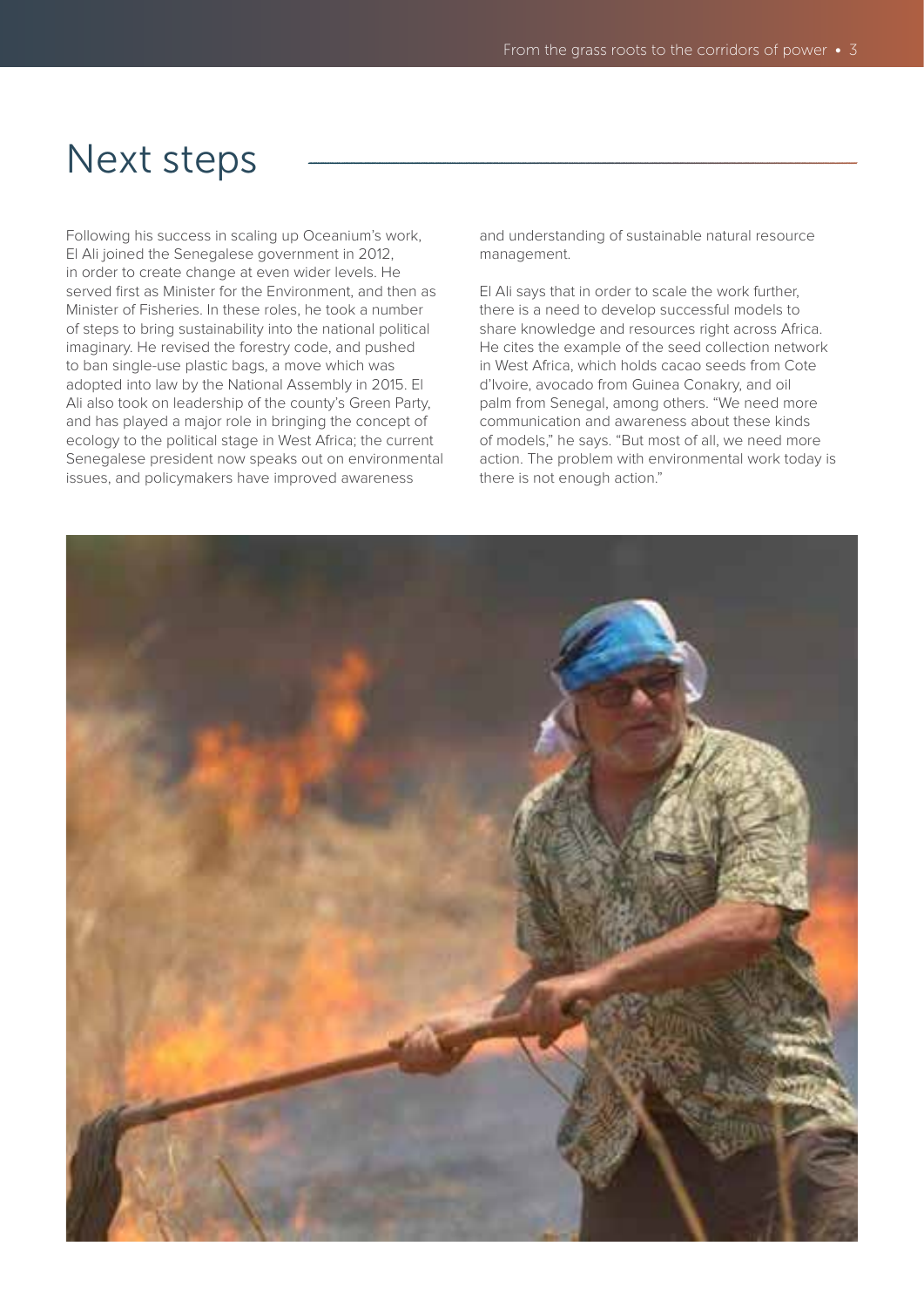# Next steps

Following his success in scaling up Oceanium's work, El Ali joined the Senegalese government in 2012, in order to create change at even wider levels. He served first as Minister for the Environment, and then as Minister of Fisheries. In these roles, he took a number of steps to bring sustainability into the national political imaginary. He revised the forestry code, and pushed to ban single-use plastic bags, a move which was adopted into law by the National Assembly in 2015. El Ali also took on leadership of the county's Green Party, and has played a major role in bringing the concept of ecology to the political stage in West Africa; the current Senegalese president now speaks out on environmental issues, and policymakers have improved awareness and understanding of sustainable natural resource management.

El Ali says that in order to scale the work further, there is a need to develop successful models to share knowledge and resources right across Africa. He cites the example of the seed collection network in West Africa, which holds cacao seeds from Cote d'Ivoire, avocado from Guinea Conakry, and oil palm from Senegal, among others. "We need more communication and awareness about these kinds of models," he says. "But most of all, we need more action. The problem with environmental work today is there is not enough action."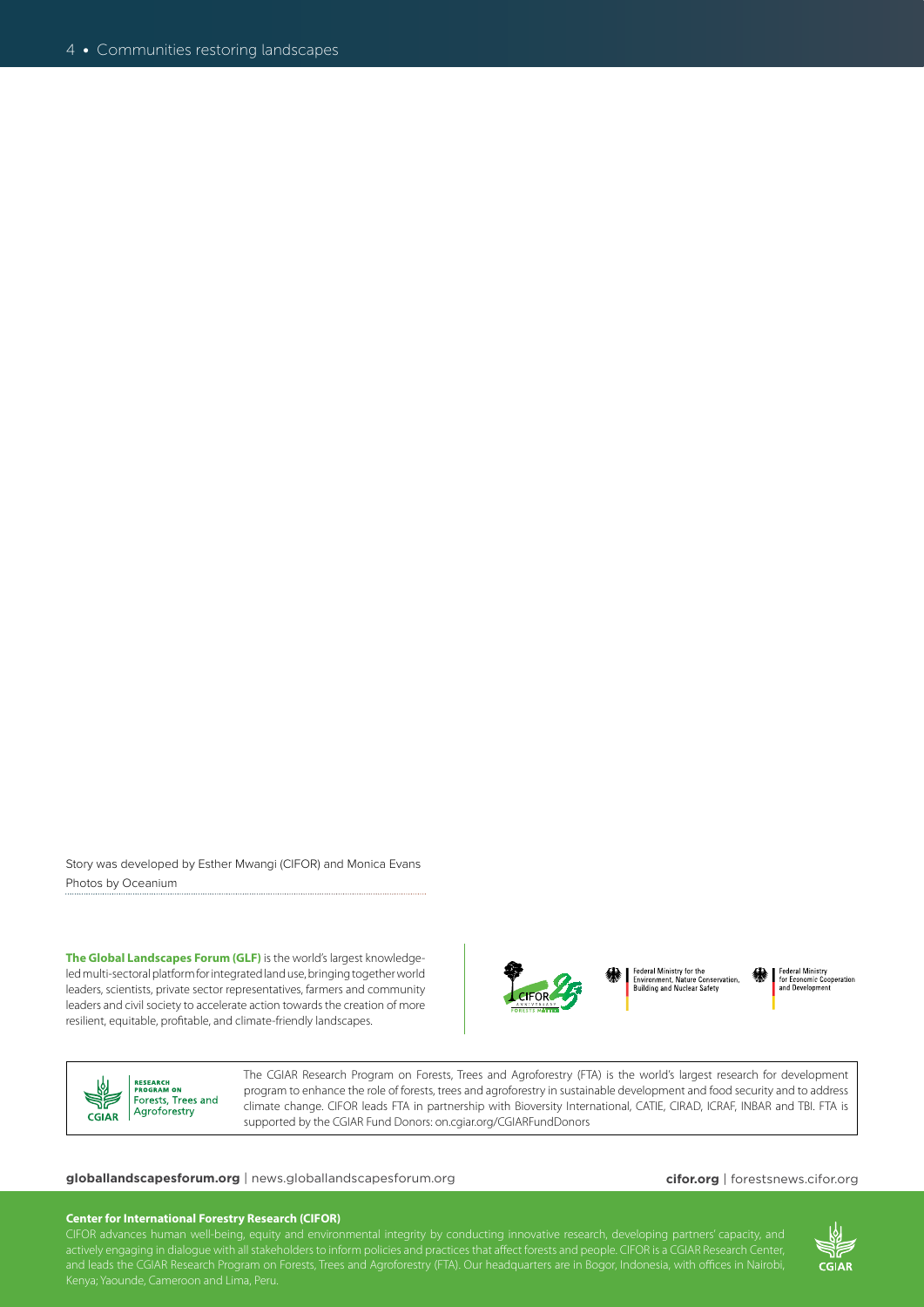Story was developed by Esther Mwangi (CIFOR) and Monica Evans
Photos by Oceanium

**The Global Landscapes Forum (GLF)** is the world's largest knowledge-led multi-sectoral platform for integrated land use, bringing together world leaders, scientists, private sector representatives, farmers and community leaders and civil society to accelerate action towards the creation of more resilient, equitable, profitable, and climate-friendly landscapes.

Federal Ministry for the Environment, Nature Conservation, Building and Nuclear Safety

Federal Ministry for Economic Cooperation and Development

RESEARCH PROGRAM ON Forests, Trees and Agroforestry

The CGIAR Research Program on Forests, Trees and Agroforestry (FTA) is the world's largest research for development program to enhance the role of forests, trees and agroforestry in sustainable development and food security and to address climate change. CIFOR leads FTA in partnership with Bioversity International, CATIE, CIRAD, ICRAF, INBAR and TBI. FTA is supported by the CGIAR Fund Donors: on.cgiar.org/CGIARFundDonors

**globallandscapesforum.org** | news.globallandscapesforum.org

**cifor.org** | forestsnews.cifor.org

**Center for International Forestry Research (CIFOR)**

CIFOR advances human well-being, equity and environmental integrity by conducting innovative research, developing partners' capacity, and actively engaging in dialogue with all stakeholders to inform policies and practices that affect forests and people. CIFOR is a CGIAR Research Center, and leads the CGIAR Research Program on Forests, Trees and Agroforestry (FTA). Our headquarters are in Bogor, Indonesia, with offices in Nairobi, Kenya; Yaounde, Cameroon and Lima, Peru.